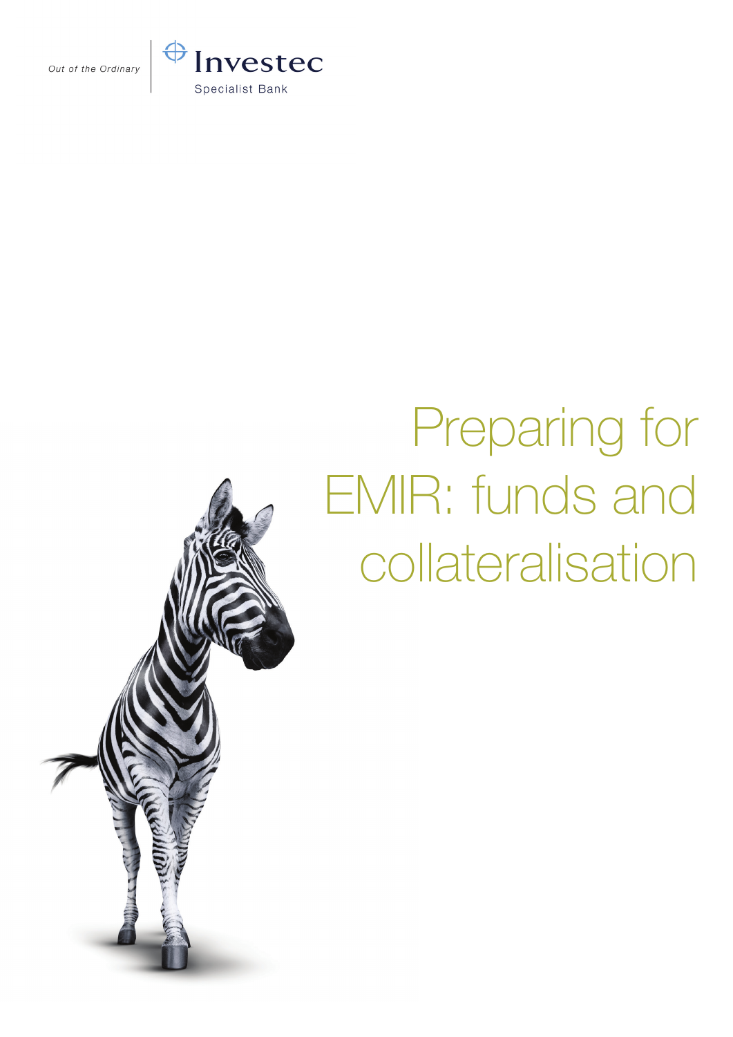Out of the Ordinary

Investec

Specialist Bank

# Preparing for EMIR: funds and collateralisation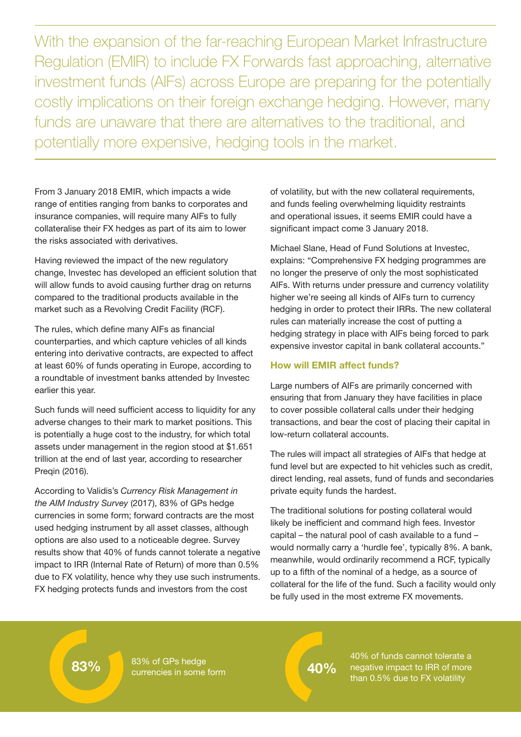With the expansion of the far-reaching European Market Infrastructure Regulation (EMIR) to include FX Forwards fast approaching, alternative investment funds (AIFs) across Europe are preparing for the potentially costly implications on their foreign exchange hedging. However, many funds are unaware that there are alternatives to the traditional, and potentially more expensive, hedging tools in the market.

From 3 January 2018 EMIR, which impacts a wide range of entities ranging from banks to corporates and insurance companies, will require many AIFs to fully collateralise their FX hedges as part of its aim to lower the risks associated with derivatives.

Having reviewed the impact of the new regulatory change, Investec has developed an efficient solution that will allow funds to avoid causing further drag on returns compared to the traditional products available in the market such as a Revolving Credit Facility (RCF).

The rules, which define many AIFs as financial counterparties, and which capture vehicles of all kinds entering into derivative contracts, are expected to affect at least 60% of funds operating in Europe, according to a roundtable of investment banks attended by Investec earlier this year.

Such funds will need sufficient access to liquidity for any adverse changes to their mark to market positions. This is potentially a huge cost to the industry, for which total assets under management in the region stood at $1.651 trillion at the end of last year, according to researcher Preqin (2016).

According to Validis's *Currency Risk Management in the AIM Industry Survey* (2017), 83% of GPs hedge currencies in some form; forward contracts are the most used hedging instrument by all asset classes, although options are also used to a noticeable degree. Survey results show that 40% of funds cannot tolerate a negative impact to IRR (Internal Rate of Return) of more than 0.5% due to FX volatility, hence why they use such instruments. FX hedging protects funds and investors from the cost of volatility, but with the new collateral requirements, and funds feeling overwhelming liquidity restraints and operational issues, it seems EMIR could have a significant impact come 3 January 2018.

Michael Slane, Head of Fund Solutions at Investec, explains: "Comprehensive FX hedging programmes are no longer the preserve of only the most sophisticated AIFs. With returns under pressure and currency volatility higher we're seeing all kinds of AIFs turn to currency hedging in order to protect their IRRs. The new collateral rules can materially increase the cost of putting a hedging strategy in place with AIFs being forced to park expensive investor capital in bank collateral accounts."

## How will EMIR affect funds?

Large numbers of AIFs are primarily concerned with ensuring that from January they have facilities in place to cover possible collateral calls under their hedging transactions, and bear the cost of placing their capital in low-return collateral accounts.

The rules will impact all strategies of AIFs that hedge at fund level but are expected to hit vehicles such as credit, direct lending, real assets, fund of funds and secondaries private equity funds the hardest.

The traditional solutions for posting collateral would likely be inefficient and command high fees. Investor capital – the natural pool of cash available to a fund – would normally carry a 'hurdle fee', typically 8%. A bank, meanwhile, would ordinarily recommend a RCF, typically up to a fifth of the nominal of a hedge, as a source of collateral for the life of the fund. Such a facility would only be fully used in the most extreme FX movements.

**83%** 83% of GPs hedge currencies in some form

**40%** 40% of funds cannot tolerate a negative impact to IRR of more than 0.5% due to FX volatility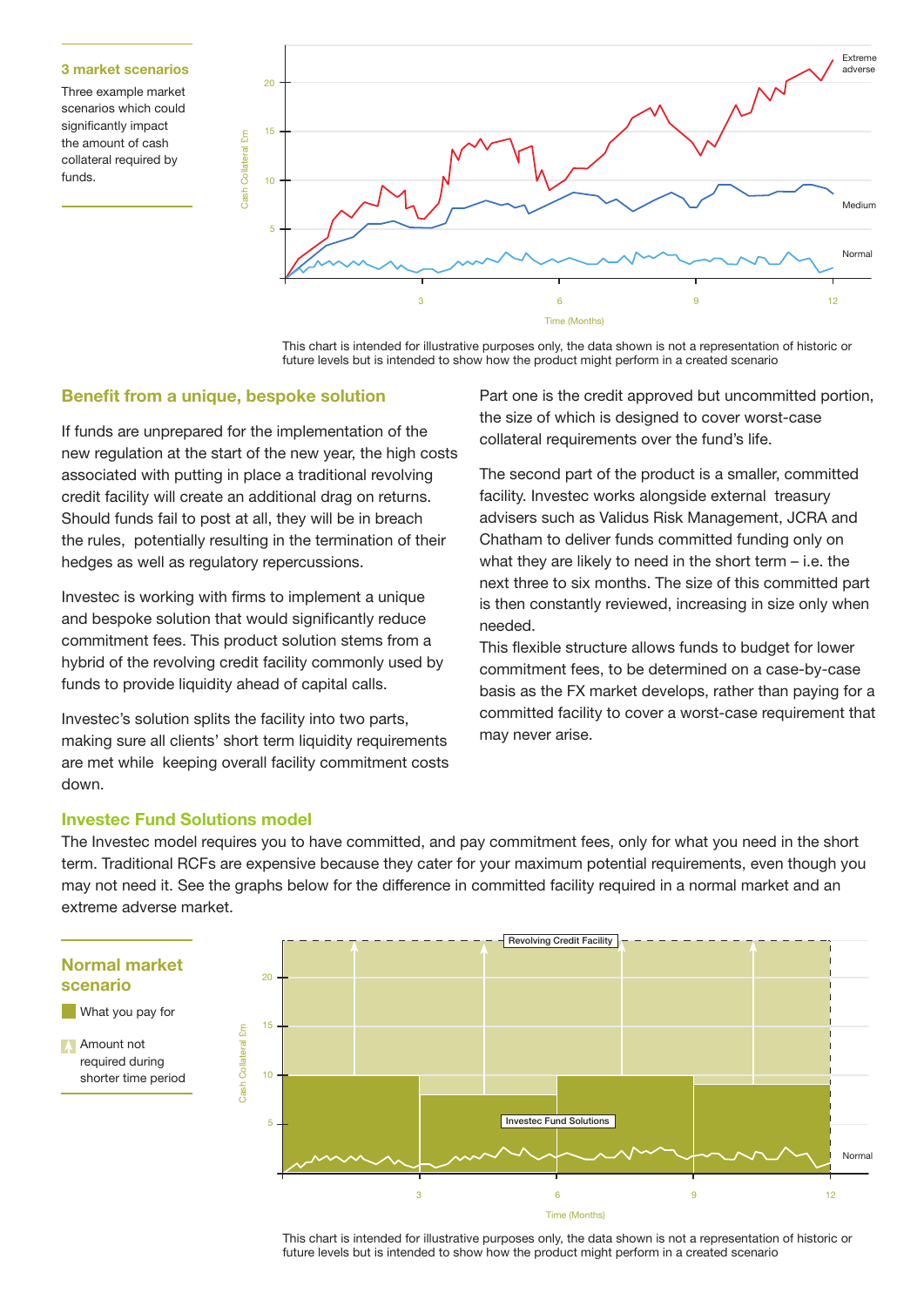### 3 market scenarios

Three example market scenarios which could significantly impact the amount of cash collateral required by funds.

This chart is intended for illustrative purposes only, the data shown is not a representation of historic or future levels but is intended to show how the product might perform in a created scenario

## Benefit from a unique, bespoke solution

If funds are unprepared for the implementation of the new regulation at the start of the new year, the high costs associated with putting in place a traditional revolving credit facility will create an additional drag on returns. Should funds fail to post at all, they will be in breach the rules, potentially resulting in the termination of their hedges as well as regulatory repercussions.

Investec is working with firms to implement a unique and bespoke solution that would significantly reduce commitment fees. This product solution stems from a hybrid of the revolving credit facility commonly used by funds to provide liquidity ahead of capital calls.

Investec's solution splits the facility into two parts, making sure all clients' short term liquidity requirements are met while keeping overall facility commitment costs down.

Part one is the credit approved but uncommitted portion, the size of which is designed to cover worst-case collateral requirements over the fund's life.

The second part of the product is a smaller, committed facility. Investec works alongside external treasury advisers such as Validus Risk Management, JCRA and Chatham to deliver funds committed funding only on what they are likely to need in the short term – i.e. the next three to six months. The size of this committed part is then constantly reviewed, increasing in size only when needed.

This flexible structure allows funds to budget for lower commitment fees, to be determined on a case-by-case basis as the FX market develops, rather than paying for a committed facility to cover a worst-case requirement that may never arise.

## Investec Fund Solutions model

The Investec model requires you to have committed, and pay commitment fees, only for what you need in the short term. Traditional RCFs are expensive because they cater for your maximum potential requirements, even though you may not need it. See the graphs below for the difference in committed facility required in a normal market and an extreme adverse market.

### Normal market scenario

- What you pay for
- Amount not required during shorter time period

This chart is intended for illustrative purposes only, the data shown is not a representation of historic or future levels but is intended to show how the product might perform in a created scenario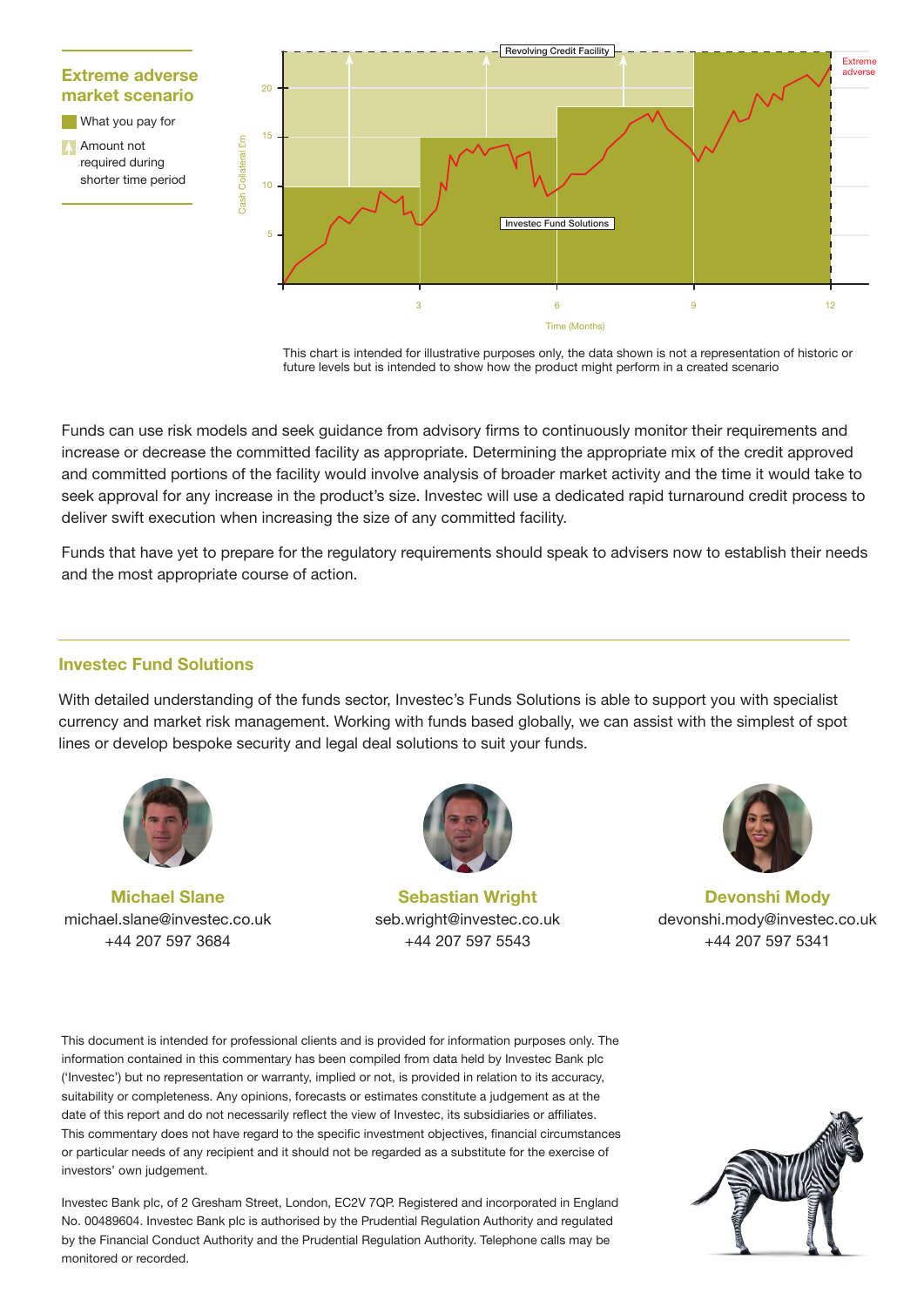## Extreme adverse market scenario

What you pay for

Amount not required during shorter time period

Revolving Credit Facility

Extreme adverse

Investec Fund Solutions

Cash Collateral £m

20

15

10

5

3

6

9

12

Time (Months)

This chart is intended for illustrative purposes only, the data shown is not a representation of historic or future levels but is intended to show how the product might perform in a created scenario

Funds can use risk models and seek guidance from advisory firms to continuously monitor their requirements and increase or decrease the committed facility as appropriate. Determining the appropriate mix of the credit approved and committed portions of the facility would involve analysis of broader market activity and the time it would take to seek approval for any increase in the product's size. Investec will use a dedicated rapid turnaround credit process to deliver swift execution when increasing the size of any committed facility.

Funds that have yet to prepare for the regulatory requirements should speak to advisers now to establish their needs and the most appropriate course of action.

## Investec Fund Solutions

With detailed understanding of the funds sector, Investec's Funds Solutions is able to support you with specialist currency and market risk management. Working with funds based globally, we can assist with the simplest of spot lines or develop bespoke security and legal deal solutions to suit your funds.

**Michael Slane**
michael.slane@investec.co.uk
+44 207 597 3684

**Sebastian Wright**
seb.wright@investec.co.uk
+44 207 597 5543

**Devonshi Mody**
devonshi.mody@investec.co.uk
+44 207 597 5341

This document is intended for professional clients and is provided for information purposes only. The information contained in this commentary has been compiled from data held by Investec Bank plc ('Investec') but no representation or warranty, implied or not, is provided in relation to its accuracy, suitability or completeness. Any opinions, forecasts or estimates constitute a judgement as at the date of this report and do not necessarily reflect the view of Investec, its subsidiaries or affiliates. This commentary does not have regard to the specific investment objectives, financial circumstances or particular needs of any recipient and it should not be regarded as a substitute for the exercise of investors' own judgement.

Investec Bank plc, of 2 Gresham Street, London, EC2V 7QP. Registered and incorporated in England No. 00489604. Investec Bank plc is authorised by the Prudential Regulation Authority and regulated by the Financial Conduct Authority and the Prudential Regulation Authority. Telephone calls may be monitored or recorded.